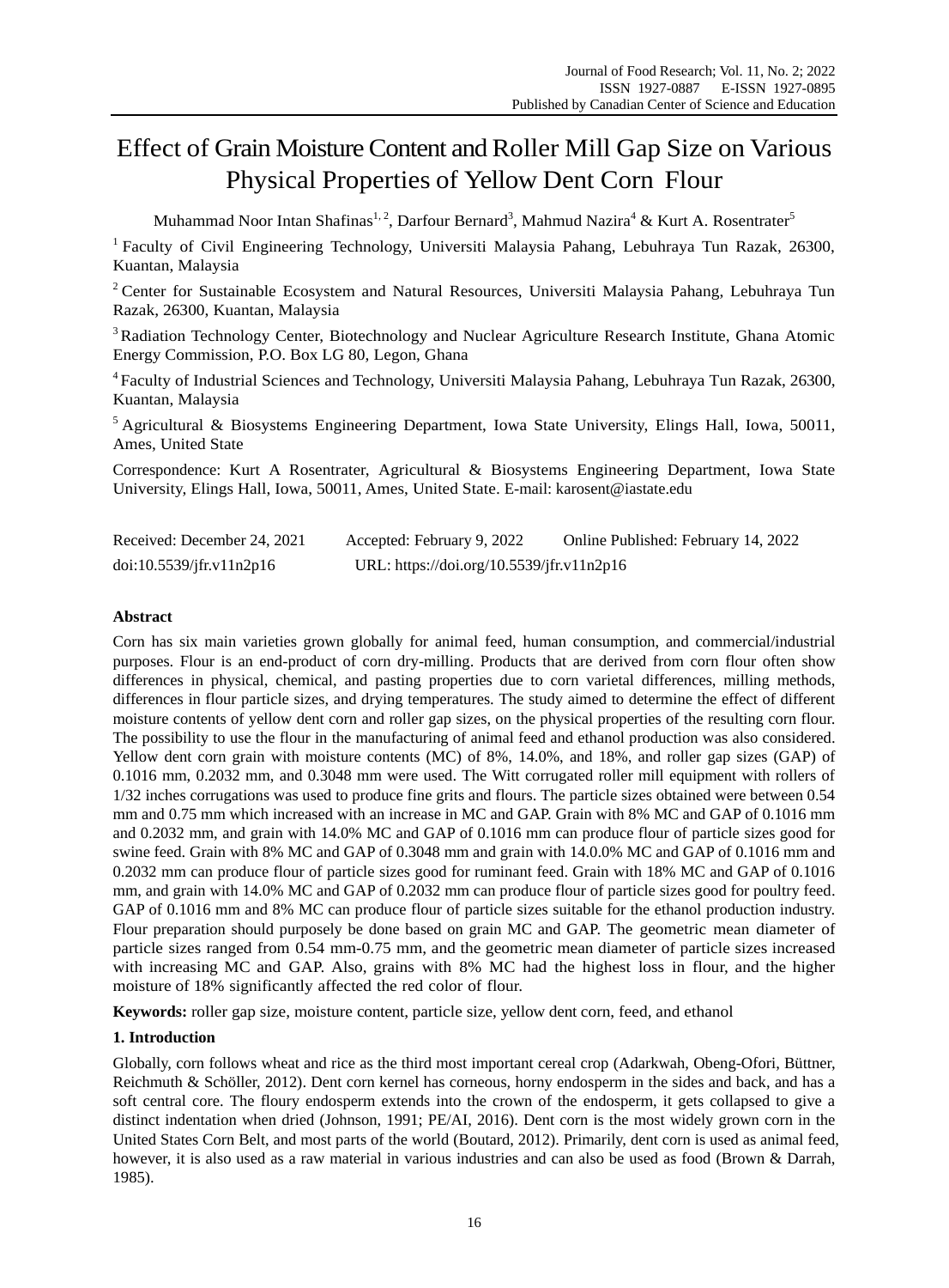# Effect of Grain Moisture Content and Roller Mill Gap Size on Various Physical Properties of Yellow Dent Corn Flour

Muhammad Noor Intan Shafinas[1, 2], Darfour Bernard[3], Mahmud Nazira[4] & Kurt A. Rosentrater[5]

[1] Faculty of Civil Engineering Technology, Universiti Malaysia Pahang, Lebuhraya Tun Razak, 26300, Kuantan, Malaysia

[2] Center for Sustainable Ecosystem and Natural Resources, Universiti Malaysia Pahang, Lebuhraya Tun Razak, 26300, Kuantan, Malaysia

[3] Radiation Technology Center, Biotechnology and Nuclear Agriculture Research Institute, Ghana Atomic Energy Commission, P.O. Box LG 80, Legon, Ghana

[4] Faculty of Industrial Sciences and Technology, Universiti Malaysia Pahang, Lebuhraya Tun Razak, 26300, Kuantan, Malaysia

[5] Agricultural & Biosystems Engineering Department, Iowa State University, Elings Hall, Iowa, 50011, Ames, United State

Correspondence: Kurt A Rosentrater, Agricultural & Biosystems Engineering Department, Iowa State University, Elings Hall, Iowa, 50011, Ames, United State. E-mail: karosent@iastate.edu

Received: December 24, 2021 Accepted: February 9, 2022 Online Published: February 14, 2022

doi:10.5539/jfr.v11n2p16 URL: https://doi.org/10.5539/jfr.v11n2p16

**Abstract**

Corn has six main varieties grown globally for animal feed, human consumption, and commercial/industrial purposes. Flour is an end-product of corn dry-milling. Products that are derived from corn flour often show differences in physical, chemical, and pasting properties due to corn varietal differences, milling methods, differences in flour particle sizes, and drying temperatures. The study aimed to determine the effect of different moisture contents of yellow dent corn and roller gap sizes, on the physical properties of the resulting corn flour. The possibility to use the flour in the manufacturing of animal feed and ethanol production was also considered. Yellow dent corn grain with moisture contents (MC) of 8%, 14.0%, and 18%, and roller gap sizes (GAP) of 0.1016 mm, 0.2032 mm, and 0.3048 mm were used. The Witt corrugated roller mill equipment with rollers of 1/32 inches corrugations was used to produce fine grits and flours. The particle sizes obtained were between 0.54 mm and 0.75 mm which increased with an increase in MC and GAP. Grain with 8% MC and GAP of 0.1016 mm and 0.2032 mm, and grain with 14.0% MC and GAP of 0.1016 mm can produce flour of particle sizes good for swine feed. Grain with 8% MC and GAP of 0.3048 mm and grain with 14.0.0% MC and GAP of 0.1016 mm and 0.2032 mm can produce flour of particle sizes good for ruminant feed. Grain with 18% MC and GAP of 0.1016 mm, and grain with 14.0% MC and GAP of 0.2032 mm can produce flour of particle sizes good for poultry feed. GAP of 0.1016 mm and 8% MC can produce flour of particle sizes suitable for the ethanol production industry. Flour preparation should purposely be done based on grain MC and GAP. The geometric mean diameter of particle sizes ranged from 0.54 mm-0.75 mm, and the geometric mean diameter of particle sizes increased with increasing MC and GAP. Also, grains with 8% MC had the highest loss in flour, and the higher moisture of 18% significantly affected the red color of flour.

**Keywords:** roller gap size, moisture content, particle size, yellow dent corn, feed, and ethanol

## 1. Introduction

Globally, corn follows wheat and rice as the third most important cereal crop (Adarkwah, Obeng-Ofori, Büttner, Reichmuth & Schöller, 2012). Dent corn kernel has corneous, horny endosperm in the sides and back, and has a soft central core. The floury endosperm extends into the crown of the endosperm, it gets collapsed to give a distinct indentation when dried (Johnson, 1991; PE/AI, 2016). Dent corn is the most widely grown corn in the United States Corn Belt, and most parts of the world (Boutard, 2012). Primarily, dent corn is used as animal feed, however, it is also used as a raw material in various industries and can also be used as food (Brown & Darrah, 1985).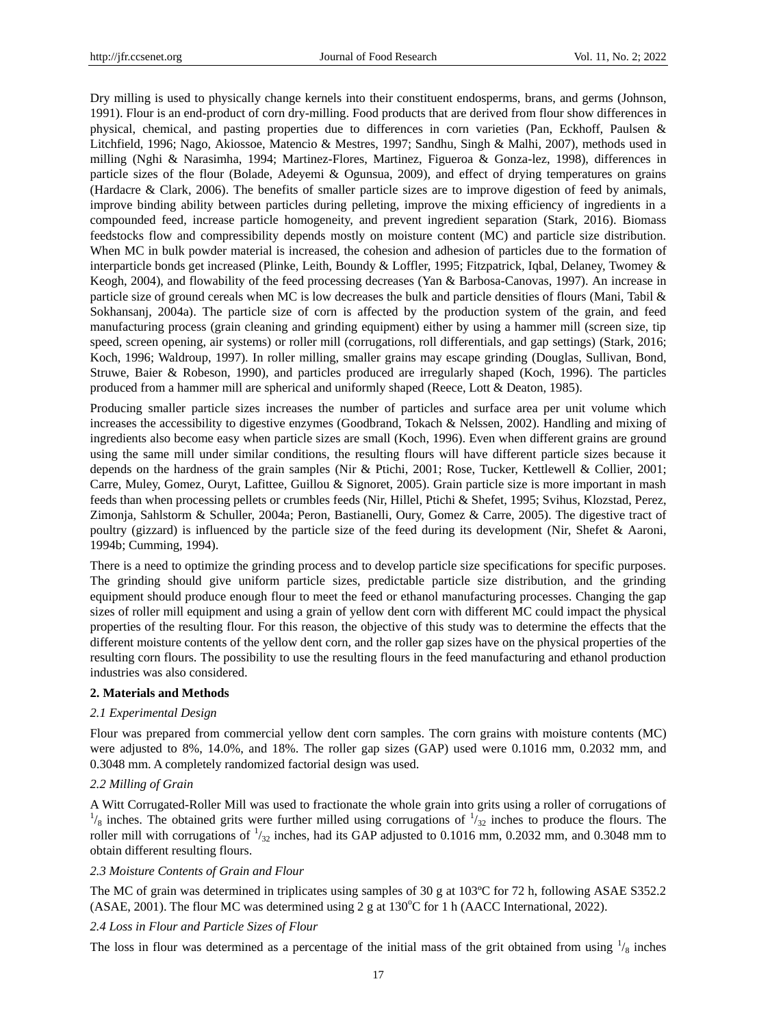Dry milling is used to physically change kernels into their constituent endosperms, brans, and germs (Johnson, 1991). Flour is an end-product of corn dry-milling. Food products that are derived from flour show differences in physical, chemical, and pasting properties due to differences in corn varieties (Pan, Eckhoff, Paulsen & Litchfield, 1996; Nago, Akiossoe, Matencio & Mestres, 1997; Sandhu, Singh & Malhi, 2007), methods used in milling (Nghi & Narasimha, 1994; Martinez-Flores, Martinez, Figueroa & Gonza-lez, 1998), differences in particle sizes of the flour (Bolade, Adeyemi & Ogunsua, 2009), and effect of drying temperatures on grains (Hardacre & Clark, 2006). The benefits of smaller particle sizes are to improve digestion of feed by animals, improve binding ability between particles during pelleting, improve the mixing efficiency of ingredients in a compounded feed, increase particle homogeneity, and prevent ingredient separation (Stark, 2016). Biomass feedstocks flow and compressibility depends mostly on moisture content (MC) and particle size distribution. When MC in bulk powder material is increased, the cohesion and adhesion of particles due to the formation of interparticle bonds get increased (Plinke, Leith, Boundy & Loffler, 1995; Fitzpatrick, Iqbal, Delaney, Twomey & Keogh, 2004), and flowability of the feed processing decreases (Yan & Barbosa-Canovas, 1997). An increase in particle size of ground cereals when MC is low decreases the bulk and particle densities of flours (Mani, Tabil & Sokhansanj, 2004a). The particle size of corn is affected by the production system of the grain, and feed manufacturing process (grain cleaning and grinding equipment) either by using a hammer mill (screen size, tip speed, screen opening, air systems) or roller mill (corrugations, roll differentials, and gap settings) (Stark, 2016; Koch, 1996; Waldroup, 1997). In roller milling, smaller grains may escape grinding (Douglas, Sullivan, Bond, Struwe, Baier & Robeson, 1990), and particles produced are irregularly shaped (Koch, 1996). The particles produced from a hammer mill are spherical and uniformly shaped (Reece, Lott & Deaton, 1985).

Producing smaller particle sizes increases the number of particles and surface area per unit volume which increases the accessibility to digestive enzymes (Goodbrand, Tokach & Nelssen, 2002). Handling and mixing of ingredients also become easy when particle sizes are small (Koch, 1996). Even when different grains are ground using the same mill under similar conditions, the resulting flours will have different particle sizes because it depends on the hardness of the grain samples (Nir & Ptichi, 2001; Rose, Tucker, Kettlewell & Collier, 2001; Carre, Muley, Gomez, Ouryt, Lafittee, Guillou & Signoret, 2005). Grain particle size is more important in mash feeds than when processing pellets or crumbles feeds (Nir, Hillel, Ptichi & Shefet, 1995; Svihus, Klozstad, Perez, Zimonja, Sahlstorm & Schuller, 2004a; Peron, Bastianelli, Oury, Gomez & Carre, 2005). The digestive tract of poultry (gizzard) is influenced by the particle size of the feed during its development (Nir, Shefet & Aaroni, 1994b; Cumming, 1994).

There is a need to optimize the grinding process and to develop particle size specifications for specific purposes. The grinding should give uniform particle sizes, predictable particle size distribution, and the grinding equipment should produce enough flour to meet the feed or ethanol manufacturing processes. Changing the gap sizes of roller mill equipment and using a grain of yellow dent corn with different MC could impact the physical properties of the resulting flour. For this reason, the objective of this study was to determine the effects that the different moisture contents of the yellow dent corn, and the roller gap sizes have on the physical properties of the resulting corn flours. The possibility to use the resulting flours in the feed manufacturing and ethanol production industries was also considered.

## 2. Materials and Methods

### *2.1 Experimental Design*

Flour was prepared from commercial yellow dent corn samples. The corn grains with moisture contents (MC) were adjusted to 8%, 14.0%, and 18%. The roller gap sizes (GAP) used were 0.1016 mm, 0.2032 mm, and 0.3048 mm. A completely randomized factorial design was used.

### *2.2 Milling of Grain*

A Witt Corrugated-Roller Mill was used to fractionate the whole grain into grits using a roller of corrugations of $^{1}/_{8}$ inches. The obtained grits were further milled using corrugations of $^{1}/_{32}$ inches to produce the flours. The roller mill with corrugations of $^{1}/_{32}$ inches, had its GAP adjusted to 0.1016 mm, 0.2032 mm, and 0.3048 mm to obtain different resulting flours.

### *2.3 Moisture Contents of Grain and Flour*

The MC of grain was determined in triplicates using samples of 30 g at 103ºC for 72 h, following ASAE S352.2 (ASAE, 2001). The flour MC was determined using 2 g at 130$^{o}$C for 1 h (AACC International, 2022).

### *2.4 Loss in Flour and Particle Sizes of Flour*

The loss in flour was determined as a percentage of the initial mass of the grit obtained from using $^{1}/_{8}$ inches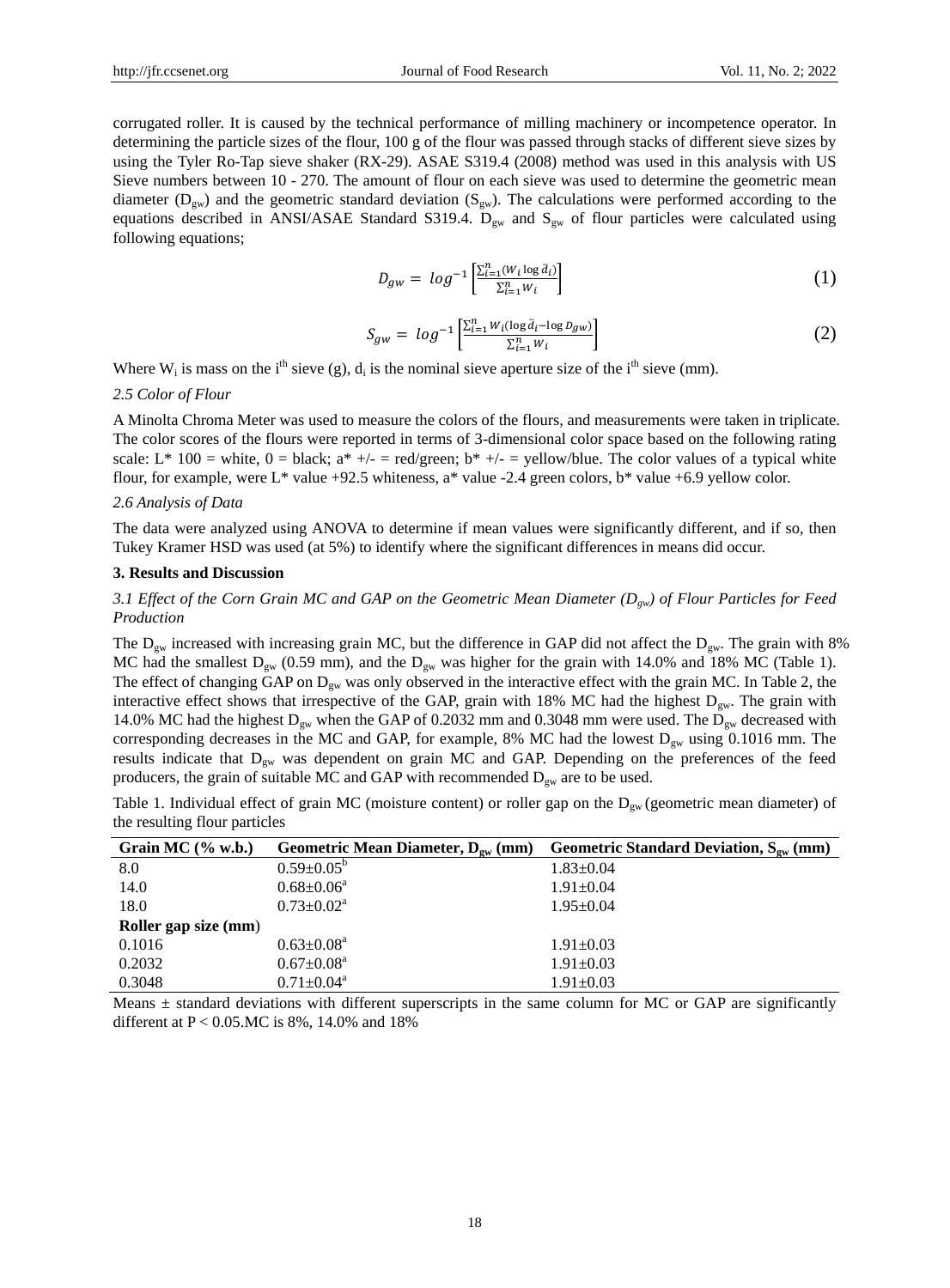corrugated roller. It is caused by the technical performance of milling machinery or incompetence operator. In determining the particle sizes of the flour, 100 g of the flour was passed through stacks of different sieve sizes by using the Tyler Ro-Tap sieve shaker (RX-29). ASAE S319.4 (2008) method was used in this analysis with US Sieve numbers between 10 - 270. The amount of flour on each sieve was used to determine the geometric mean diameter ($D_{gw}$) and the geometric standard deviation ($S_{gw}$). The calculations were performed according to the equations described in ANSI/ASAE Standard S319.4. $D_{gw}$ and $S_{gw}$ of flour particles were calculated using following equations;

$$D_{gw} = log^{-1}\left[\frac{\sum_{i=1}^{n}(W_i \log \bar{d}_i)}{\sum_{i=1}^{n} W_i}\right] \tag{1}$$

$$S_{gw} = log^{-1}\left[\frac{\sum_{i=1}^{n} W_i(\log \bar{d}_i - \log D_{gw})}{\sum_{i=1}^{n} W_i}\right] \tag{2}$$

Where $W_i$ is mass on the $i^{th}$ sieve (g), $d_i$ is the nominal sieve aperture size of the $i^{th}$ sieve (mm).

*2.5 Color of Flour*

A Minolta Chroma Meter was used to measure the colors of the flours, and measurements were taken in triplicate. The color scores of the flours were reported in terms of 3-dimensional color space based on the following rating scale: L* 100 = white, 0 = black; a* +/- = red/green; b* +/- = yellow/blue. The color values of a typical white flour, for example, were L* value +92.5 whiteness, a* value -2.4 green colors, b* value +6.9 yellow color.

*2.6 Analysis of Data*

The data were analyzed using ANOVA to determine if mean values were significantly different, and if so, then Tukey Kramer HSD was used (at 5%) to identify where the significant differences in means did occur.

## 3. Results and Discussion

### *3.1 Effect of the Corn Grain MC and GAP on the Geometric Mean Diameter ($D_{gw}$) of Flour Particles for Feed Production*

The $D_{gw}$ increased with increasing grain MC, but the difference in GAP did not affect the $D_{gw}$. The grain with 8% MC had the smallest $D_{gw}$ (0.59 mm), and the $D_{gw}$ was higher for the grain with 14.0% and 18% MC (Table 1). The effect of changing GAP on $D_{gw}$ was only observed in the interactive effect with the grain MC. In Table 2, the interactive effect shows that irrespective of the GAP, grain with 18% MC had the highest $D_{gw}$. The grain with 14.0% MC had the highest $D_{gw}$ when the GAP of 0.2032 mm and 0.3048 mm were used. The $D_{gw}$ decreased with corresponding decreases in the MC and GAP, for example, 8% MC had the lowest $D_{gw}$ using 0.1016 mm. The results indicate that $D_{gw}$ was dependent on grain MC and GAP. Depending on the preferences of the feed producers, the grain of suitable MC and GAP with recommended $D_{gw}$ are to be used.

Table 1. Individual effect of grain MC (moisture content) or roller gap on the $D_{gw}$ (geometric mean diameter) of the resulting flour particles

| Grain MC (% w.b.) | Geometric Mean Diameter, $D_{gw}$ (mm) | Geometric Standard Deviation, $S_{gw}$ (mm) |
|---|---|---|
| 8.0 | $0.59 \pm 0.05^{b}$ | $1.83 \pm 0.04$ |
| 14.0 | $0.68 \pm 0.06^{a}$ | $1.91 \pm 0.04$ |
| 18.0 | $0.73 \pm 0.02^{a}$ | $1.95 \pm 0.04$ |
| **Roller gap size (mm)** | | |
| 0.1016 | $0.63 \pm 0.08^{a}$ | $1.91 \pm 0.03$ |
| 0.2032 | $0.67 \pm 0.08^{a}$ | $1.91 \pm 0.03$ |
| 0.3048 | $0.71 \pm 0.04^{a}$ | $1.91 \pm 0.03$ |

Means ± standard deviations with different superscripts in the same column for MC or GAP are significantly different at $P < 0.05$.MC is 8%, 14.0% and 18%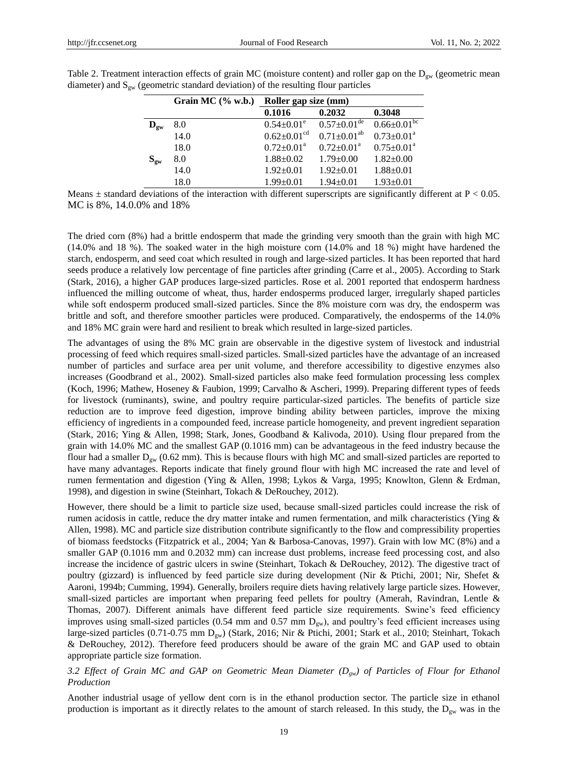Table 2. Treatment interaction effects of grain MC (moisture content) and roller gap on the $D_{gw}$ (geometric mean diameter) and $S_{gw}$ (geometric standard deviation) of the resulting flour particles

| | Grain MC (% w.b.) | Roller gap size (mm) | | |
|---|---|---|---|---|
| | | **0.1016** | **0.2032** | **0.3048** |
| $D_{gw}$ | 8.0 | $0.54\pm0.01^{e}$ | $0.57\pm0.01^{de}$ | $0.66\pm0.01^{bc}$ |
| | 14.0 | $0.62\pm0.01^{cd}$ | $0.71\pm0.01^{ab}$ | $0.73\pm0.01^{a}$ |
| | 18.0 | $0.72\pm0.01^{a}$ | $0.72\pm0.01^{a}$ | $0.75\pm0.01^{a}$ |
| $S_{gw}$ | 8.0 | 1.88±0.02 | 1.79±0.00 | 1.82±0.00 |
| | 14.0 | 1.92±0.01 | 1.92±0.01 | 1.88±0.01 |
| | 18.0 | 1.99±0.01 | 1.94±0.01 | 1.93±0.01 |

Means ± standard deviations of the interaction with different superscripts are significantly different at $P < 0.05$. MC is 8%, 14.0.0% and 18%

The dried corn (8%) had a brittle endosperm that made the grinding very smooth than the grain with high MC (14.0% and 18 %). The soaked water in the high moisture corn (14.0% and 18 %) might have hardened the starch, endosperm, and seed coat which resulted in rough and large-sized particles. It has been reported that hard seeds produce a relatively low percentage of fine particles after grinding (Carre et al., 2005). According to Stark (Stark, 2016), a higher GAP produces large-sized particles. Rose et al. 2001 reported that endosperm hardness influenced the milling outcome of wheat, thus, harder endosperms produced larger, irregularly shaped particles while soft endosperm produced small-sized particles. Since the 8% moisture corn was dry, the endosperm was brittle and soft, and therefore smoother particles were produced. Comparatively, the endosperms of the 14.0% and 18% MC grain were hard and resilient to break which resulted in large-sized particles.

The advantages of using the 8% MC grain are observable in the digestive system of livestock and industrial processing of feed which requires small-sized particles. Small-sized particles have the advantage of an increased number of particles and surface area per unit volume, and therefore accessibility to digestive enzymes also increases (Goodbrand et al., 2002). Small-sized particles also make feed formulation processing less complex (Koch, 1996; Mathew, Hoseney & Faubion, 1999; Carvalho & Ascheri, 1999). Preparing different types of feeds for livestock (ruminants), swine, and poultry require particular-sized particles. The benefits of particle size reduction are to improve feed digestion, improve binding ability between particles, improve the mixing efficiency of ingredients in a compounded feed, increase particle homogeneity, and prevent ingredient separation (Stark, 2016; Ying & Allen, 1998; Stark, Jones, Goodband & Kalivoda, 2010). Using flour prepared from the grain with 14.0% MC and the smallest GAP (0.1016 mm) can be advantageous in the feed industry because the flour had a smaller $D_{gw}$ (0.62 mm). This is because flours with high MC and small-sized particles are reported to have many advantages. Reports indicate that finely ground flour with high MC increased the rate and level of rumen fermentation and digestion (Ying & Allen, 1998; Lykos & Varga, 1995; Knowlton, Glenn & Erdman, 1998), and digestion in swine (Steinhart, Tokach & DeRouchey, 2012).

However, there should be a limit to particle size used, because small-sized particles could increase the risk of rumen acidosis in cattle, reduce the dry matter intake and rumen fermentation, and milk characteristics (Ying & Allen, 1998). MC and particle size distribution contribute significantly to the flow and compressibility properties of biomass feedstocks (Fitzpatrick et al., 2004; Yan & Barbosa-Canovas, 1997). Grain with low MC (8%) and a smaller GAP (0.1016 mm and 0.2032 mm) can increase dust problems, increase feed processing cost, and also increase the incidence of gastric ulcers in swine (Steinhart, Tokach & DeRouchey, 2012). The digestive tract of poultry (gizzard) is influenced by feed particle size during development (Nir & Ptichi, 2001; Nir, Shefet & Aaroni, 1994b; Cumming, 1994). Generally, broilers require diets having relatively large particle sizes. However, small-sized particles are important when preparing feed pellets for poultry (Amerah, Ravindran, Lentle & Thomas, 2007). Different animals have different feed particle size requirements. Swine's feed efficiency improves using small-sized particles (0.54 mm and 0.57 mm $D_{gw}$), and poultry's feed efficient increases using large-sized particles (0.71-0.75 mm $D_{gw}$) (Stark, 2016; Nir & Ptichi, 2001; Stark et al., 2010; Steinhart, Tokach & DeRouchey, 2012). Therefore feed producers should be aware of the grain MC and GAP used to obtain appropriate particle size formation.

### *3.2 Effect of Grain MC and GAP on Geometric Mean Diameter ($D_{gw}$) of Particles of Flour for Ethanol Production*

Another industrial usage of yellow dent corn is in the ethanol production sector. The particle size in ethanol production is important as it directly relates to the amount of starch released. In this study, the $D_{gw}$ was in the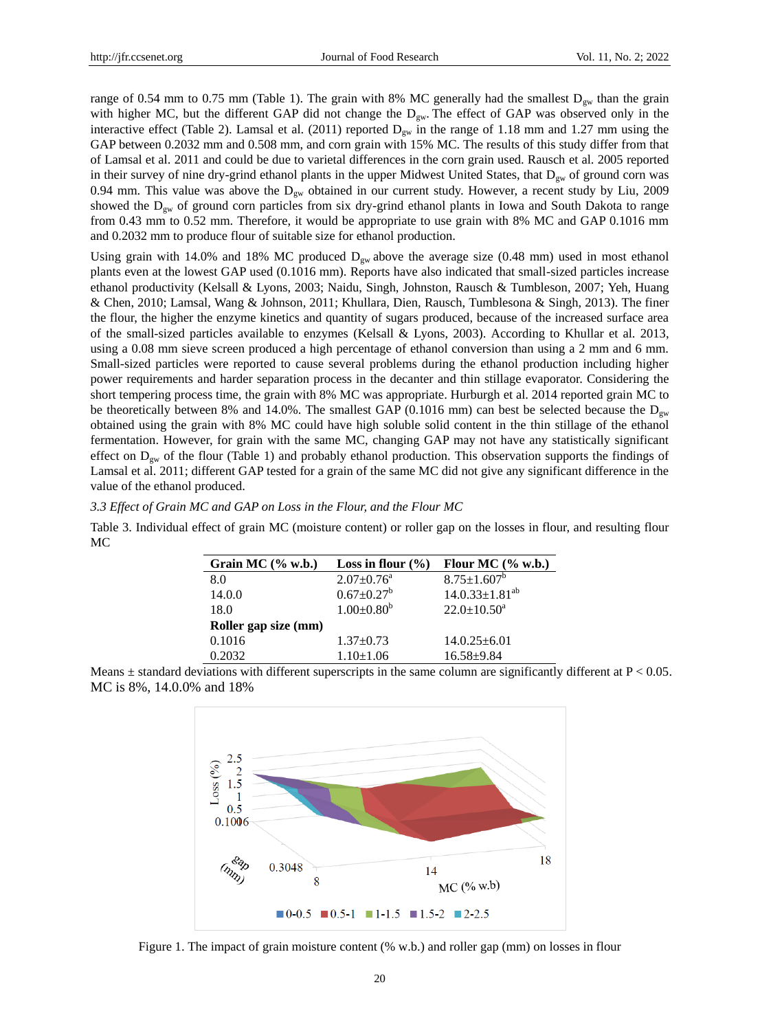range of 0.54 mm to 0.75 mm (Table 1). The grain with 8% MC generally had the smallest $D_{gw}$ than the grain with higher MC, but the different GAP did not change the $D_{gw}$. The effect of GAP was observed only in the interactive effect (Table 2). Lamsal et al. (2011) reported $D_{gw}$ in the range of 1.18 mm and 1.27 mm using the GAP between 0.2032 mm and 0.508 mm, and corn grain with 15% MC. The results of this study differ from that of Lamsal et al. 2011 and could be due to varietal differences in the corn grain used. Rausch et al. 2005 reported in their survey of nine dry-grind ethanol plants in the upper Midwest United States, that $D_{gw}$ of ground corn was 0.94 mm. This value was above the $D_{gw}$ obtained in our current study. However, a recent study by Liu, 2009 showed the $D_{gw}$ of ground corn particles from six dry-grind ethanol plants in Iowa and South Dakota to range from 0.43 mm to 0.52 mm. Therefore, it would be appropriate to use grain with 8% MC and GAP 0.1016 mm and 0.2032 mm to produce flour of suitable size for ethanol production.

Using grain with 14.0% and 18% MC produced $D_{gw}$ above the average size (0.48 mm) used in most ethanol plants even at the lowest GAP used (0.1016 mm). Reports have also indicated that small-sized particles increase ethanol productivity (Kelsall & Lyons, 2003; Naidu, Singh, Johnston, Rausch & Tumbleson, 2007; Yeh, Huang & Chen, 2010; Lamsal, Wang & Johnson, 2011; Khullara, Dien, Rausch, Tumblesona & Singh, 2013). The finer the flour, the higher the enzyme kinetics and quantity of sugars produced, because of the increased surface area of the small-sized particles available to enzymes (Kelsall & Lyons, 2003). According to Khullar et al. 2013, using a 0.08 mm sieve screen produced a high percentage of ethanol conversion than using a 2 mm and 6 mm. Small-sized particles were reported to cause several problems during the ethanol production including higher power requirements and harder separation process in the decanter and thin stillage evaporator. Considering the short tempering process time, the grain with 8% MC was appropriate. Hurburgh et al. 2014 reported grain MC to be theoretically between 8% and 14.0%. The smallest GAP (0.1016 mm) can best be selected because the $D_{gw}$ obtained using the grain with 8% MC could have high soluble solid content in the thin stillage of the ethanol fermentation. However, for grain with the same MC, changing GAP may not have any statistically significant effect on $D_{gw}$ of the flour (Table 1) and probably ethanol production. This observation supports the findings of Lamsal et al. 2011; different GAP tested for a grain of the same MC did not give any significant difference in the value of the ethanol produced.

### 3.3 Effect of Grain MC and GAP on Loss in the Flour, and the Flour MC

Table 3. Individual effect of grain MC (moisture content) or roller gap on the losses in flour, and resulting flour MC

| Grain MC (% w.b.) | Loss in flour (%) | Flour MC (% w.b.) |
|---|---|---|
| 8.0 | $2.07{\pm}0.76^{a}$ | $8.75{\pm}1.607^{b}$ |
| 14.0.0 | $0.67{\pm}0.27^{b}$ | $14.0.33{\pm}1.81^{ab}$ |
| 18.0 | $1.00{\pm}0.80^{b}$ | $22.0{\pm}10.50^{a}$ |
| **Roller gap size (mm)** | | |
| 0.1016 | 1.37±0.73 | 14.0.25±6.01 |
| 0.2032 | 1.10±1.06 | 16.58±9.84 |

Means ± standard deviations with different superscripts in the same column are significantly different at $P < 0.05$. MC is 8%, 14.0.0% and 18%

Loss (%)
2.5
2
1.5
1
0.5
0
0.1016
gap (mm)
0.3048
8
14
18
MC (% w.b)
0-0.5 0.5-1 1-1.5 1.5-2 2-2.5

Figure 1. The impact of grain moisture content (% w.b.) and roller gap (mm) on losses in flour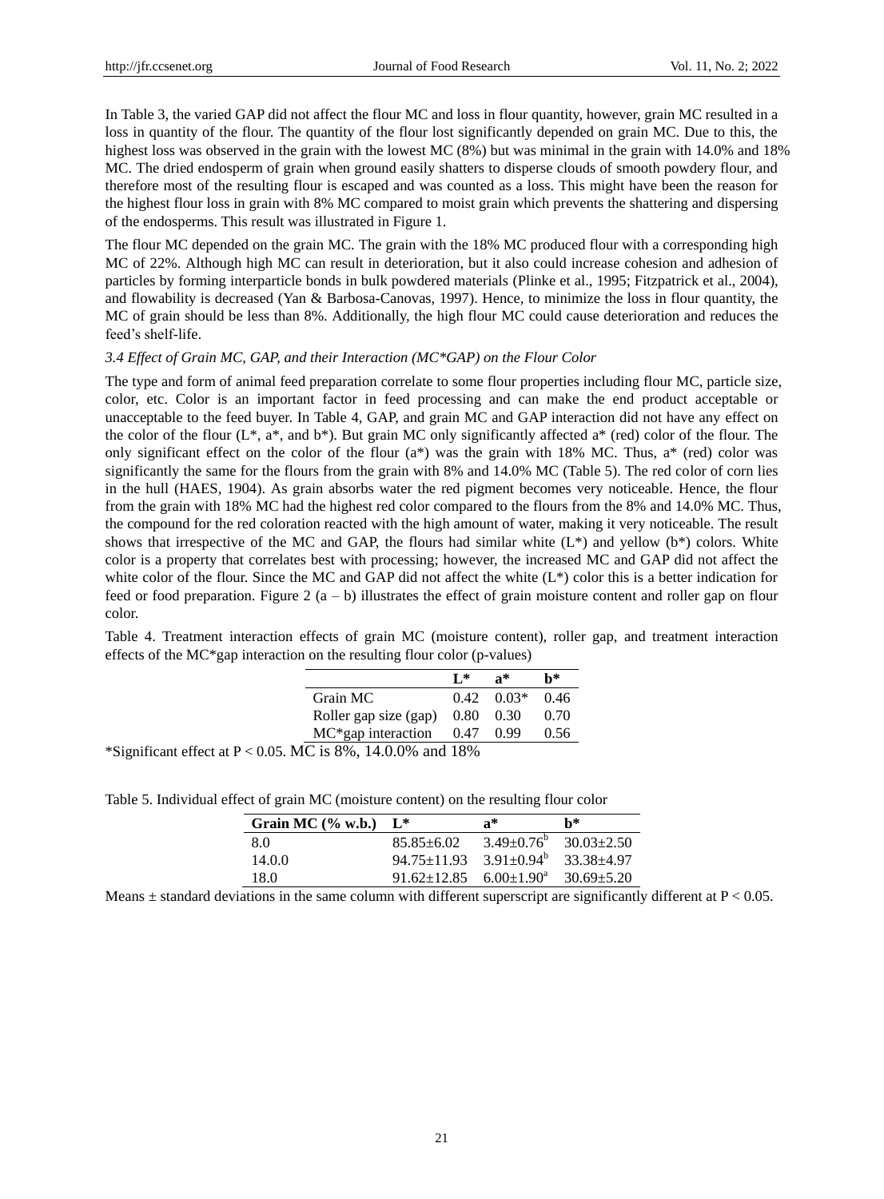In Table 3, the varied GAP did not affect the flour MC and loss in flour quantity, however, grain MC resulted in a loss in quantity of the flour. The quantity of the flour lost significantly depended on grain MC. Due to this, the highest loss was observed in the grain with the lowest MC (8%) but was minimal in the grain with 14.0% and 18% MC. The dried endosperm of grain when ground easily shatters to disperse clouds of smooth powdery flour, and therefore most of the resulting flour is escaped and was counted as a loss. This might have been the reason for the highest flour loss in grain with 8% MC compared to moist grain which prevents the shattering and dispersing of the endosperms. This result was illustrated in Figure 1.

The flour MC depended on the grain MC. The grain with the 18% MC produced flour with a corresponding high MC of 22%. Although high MC can result in deterioration, but it also could increase cohesion and adhesion of particles by forming interparticle bonds in bulk powdered materials (Plinke et al., 1995; Fitzpatrick et al., 2004), and flowability is decreased (Yan & Barbosa-Canovas, 1997). Hence, to minimize the loss in flour quantity, the MC of grain should be less than 8%. Additionally, the high flour MC could cause deterioration and reduces the feed's shelf-life.

### *3.4 Effect of Grain MC, GAP, and their Interaction (MC\*GAP) on the Flour Color*

The type and form of animal feed preparation correlate to some flour properties including flour MC, particle size, color, etc. Color is an important factor in feed processing and can make the end product acceptable or unacceptable to the feed buyer. In Table 4, GAP, and grain MC and GAP interaction did not have any effect on the color of the flour (L*, a*, and b*). But grain MC only significantly affected a* (red) color of the flour. The only significant effect on the color of the flour (a*) was the grain with 18% MC. Thus, a* (red) color was significantly the same for the flours from the grain with 8% and 14.0% MC (Table 5). The red color of corn lies in the hull (HAES, 1904). As grain absorbs water the red pigment becomes very noticeable. Hence, the flour from the grain with 18% MC had the highest red color compared to the flours from the 8% and 14.0% MC. Thus, the compound for the red coloration reacted with the high amount of water, making it very noticeable. The result shows that irrespective of the MC and GAP, the flours had similar white (L*) and yellow (b*) colors. White color is a property that correlates best with processing; however, the increased MC and GAP did not affect the white color of the flour. Since the MC and GAP did not affect the white (L*) color this is a better indication for feed or food preparation. Figure 2 (a – b) illustrates the effect of grain moisture content and roller gap on flour color.

Table 4. Treatment interaction effects of grain MC (moisture content), roller gap, and treatment interaction effects of the MC*gap interaction on the resulting flour color (p-values)

| | L* | a* | b* |
|---|---|---|---|
| Grain MC | 0.42 | 0.03* | 0.46 |
| Roller gap size (gap) | 0.80 | 0.30 | 0.70 |
| MC*gap interaction | 0.47 | 0.99 | 0.56 |

*Significant effect at $P < 0.05$. MC is 8%, 14.0.0% and 18%

Table 5. Individual effect of grain MC (moisture content) on the resulting flour color

| Grain MC (% w.b.) | L* | a* | b* |
|---|---|---|---|
| 8.0 | 85.85±6.02 | 3.49±0.76$^{b}$ | 30.03±2.50 |
| 14.0.0 | 94.75±11.93 | 3.91±0.94$^{b}$ | 33.38±4.97 |
| 18.0 | 91.62±12.85 | 6.00±1.90$^{a}$ | 30.69±5.20 |

Means ± standard deviations in the same column with different superscript are significantly different at $P < 0.05$.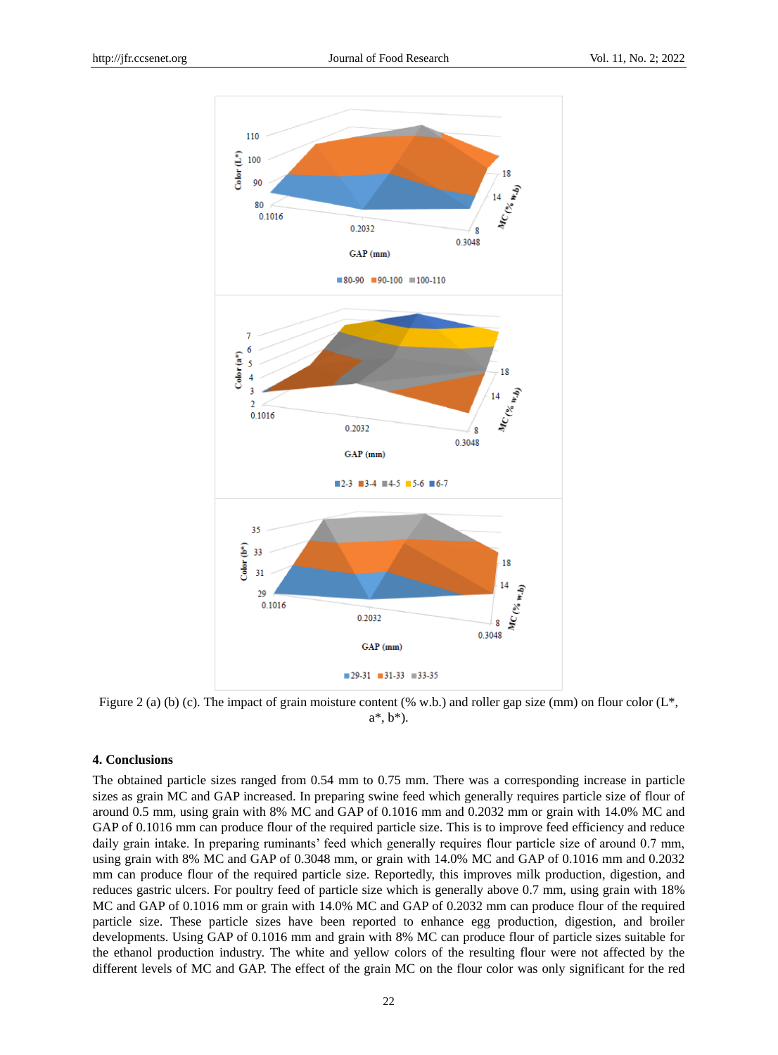110
100
90
80
Color (L*)
0.1016
0.2032
0.3048
GAP (mm)
8
14
18
MC (% w.b)
80-90 90-100 100-110

7
6
5
4
3
2
Color (a*)
0.1016
0.2032
0.3048
GAP (mm)
8
14
18
MC (% w.b)
2-3 3-4 4-5 5-6 6-7

35
33
31
29
Color (b*)
0.1016
0.2032
0.3048
GAP (mm)
8
14
18
MC (% w.b)
29-31 31-33 33-35

Figure 2 (a) (b) (c). The impact of grain moisture content (% w.b.) and roller gap size (mm) on flour color (L*, a*, b*).

## 4. Conclusions

The obtained particle sizes ranged from 0.54 mm to 0.75 mm. There was a corresponding increase in particle sizes as grain MC and GAP increased. In preparing swine feed which generally requires particle size of flour of around 0.5 mm, using grain with 8% MC and GAP of 0.1016 mm and 0.2032 mm or grain with 14.0% MC and GAP of 0.1016 mm can produce flour of the required particle size. This is to improve feed efficiency and reduce daily grain intake. In preparing ruminants' feed which generally requires flour particle size of around 0.7 mm, using grain with 8% MC and GAP of 0.3048 mm, or grain with 14.0% MC and GAP of 0.1016 mm and 0.2032 mm can produce flour of the required particle size. Reportedly, this improves milk production, digestion, and reduces gastric ulcers. For poultry feed of particle size which is generally above 0.7 mm, using grain with 18% MC and GAP of 0.1016 mm or grain with 14.0% MC and GAP of 0.2032 mm can produce flour of the required particle size. These particle sizes have been reported to enhance egg production, digestion, and broiler developments. Using GAP of 0.1016 mm and grain with 8% MC can produce flour of particle sizes suitable for the ethanol production industry. The white and yellow colors of the resulting flour were not affected by the different levels of MC and GAP. The effect of the grain MC on the flour color was only significant for the red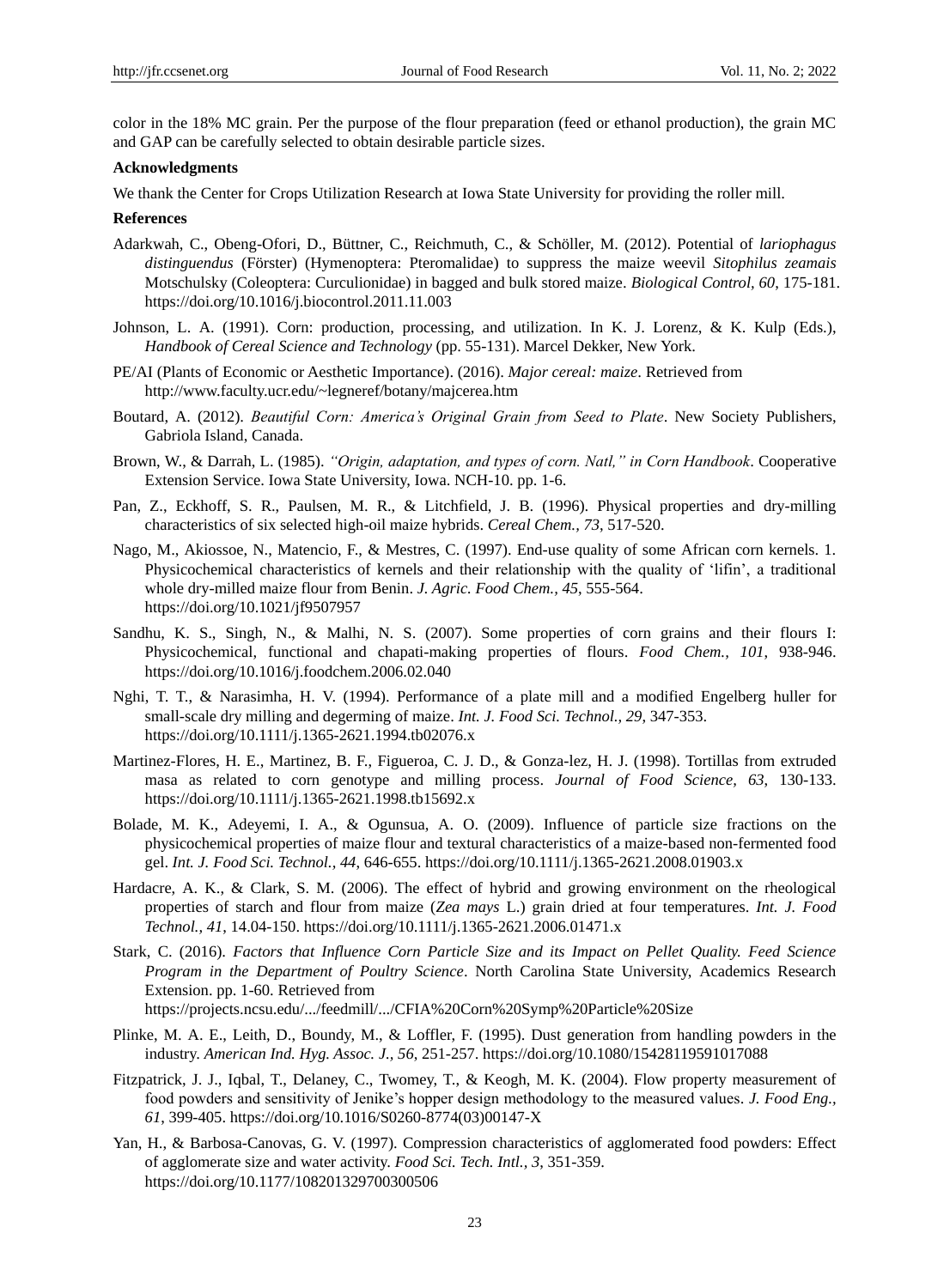color in the 18% MC grain. Per the purpose of the flour preparation (feed or ethanol production), the grain MC and GAP can be carefully selected to obtain desirable particle sizes.

**Acknowledgments**

We thank the Center for Crops Utilization Research at Iowa State University for providing the roller mill.

**References**

Adarkwah, C., Obeng-Ofori, D., Büttner, C., Reichmuth, C., & Schöller, M. (2012). Potential of *lariophagus distinguendus* (Förster) (Hymenoptera: Pteromalidae) to suppress the maize weevil *Sitophilus zeamais* Motschulsky (Coleoptera: Curculionidae) in bagged and bulk stored maize. *Biological Control, 60*, 175-181. https://doi.org/10.1016/j.biocontrol.2011.11.003

Johnson, L. A. (1991). Corn: production, processing, and utilization. In K. J. Lorenz, & K. Kulp (Eds.), *Handbook of Cereal Science and Technology* (pp. 55-131). Marcel Dekker, New York.

PE/AI (Plants of Economic or Aesthetic Importance). (2016). *Major cereal: maize*. Retrieved from http://www.faculty.ucr.edu/~legneref/botany/majcerea.htm

Boutard, A. (2012). *Beautiful Corn: America's Original Grain from Seed to Plate*. New Society Publishers, Gabriola Island, Canada.

Brown, W., & Darrah, L. (1985). *"Origin, adaptation, and types of corn. Natl," in Corn Handbook*. Cooperative Extension Service. Iowa State University, Iowa. NCH-10. pp. 1-6.

Pan, Z., Eckhoff, S. R., Paulsen, M. R., & Litchfield, J. B. (1996). Physical properties and dry-milling characteristics of six selected high-oil maize hybrids. *Cereal Chem., 73*, 517-520.

Nago, M., Akiossoe, N., Matencio, F., & Mestres, C. (1997). End-use quality of some African corn kernels. 1. Physicochemical characteristics of kernels and their relationship with the quality of 'lifin', a traditional whole dry-milled maize flour from Benin. *J. Agric. Food Chem., 45*, 555-564. https://doi.org/10.1021/jf9507957

Sandhu, K. S., Singh, N., & Malhi, N. S. (2007). Some properties of corn grains and their flours I: Physicochemical, functional and chapati-making properties of flours. *Food Chem., 101*, 938-946. https://doi.org/10.1016/j.foodchem.2006.02.040

Nghi, T. T., & Narasimha, H. V. (1994). Performance of a plate mill and a modified Engelberg huller for small-scale dry milling and degerming of maize. *Int. J. Food Sci. Technol., 29*, 347-353. https://doi.org/10.1111/j.1365-2621.1994.tb02076.x

Martinez-Flores, H. E., Martinez, B. F., Figueroa, C. J. D., & Gonza-lez, H. J. (1998). Tortillas from extruded masa as related to corn genotype and milling process. *Journal of Food Science, 63*, 130-133. https://doi.org/10.1111/j.1365-2621.1998.tb15692.x

Bolade, M. K., Adeyemi, I. A., & Ogunsua, A. O. (2009). Influence of particle size fractions on the physicochemical properties of maize flour and textural characteristics of a maize-based non-fermented food gel. *Int. J. Food Sci. Technol., 44*, 646-655. https://doi.org/10.1111/j.1365-2621.2008.01903.x

Hardacre, A. K., & Clark, S. M. (2006). The effect of hybrid and growing environment on the rheological properties of starch and flour from maize (*Zea mays* L.) grain dried at four temperatures. *Int. J. Food Technol., 41*, 14.04-150. https://doi.org/10.1111/j.1365-2621.2006.01471.x

Stark, C. (2016). *Factors that Influence Corn Particle Size and its Impact on Pellet Quality. Feed Science Program in the Department of Poultry Science*. North Carolina State University, Academics Research Extension. pp. 1-60. Retrieved from https://projects.ncsu.edu/.../feedmill/.../CFIA%20Corn%20Symp%20Particle%20Size

Plinke, M. A. E., Leith, D., Boundy, M., & Loffler, F. (1995). Dust generation from handling powders in the industry. *American Ind. Hyg. Assoc. J., 56*, 251-257. https://doi.org/10.1080/15428119591017088

Fitzpatrick, J. J., Iqbal, T., Delaney, C., Twomey, T., & Keogh, M. K. (2004). Flow property measurement of food powders and sensitivity of Jenike's hopper design methodology to the measured values. *J. Food Eng., 61*, 399-405. https://doi.org/10.1016/S0260-8774(03)00147-X

Yan, H., & Barbosa-Canovas, G. V. (1997). Compression characteristics of agglomerated food powders: Effect of agglomerate size and water activity. *Food Sci. Tech. Intl., 3*, 351-359. https://doi.org/10.1177/108201329700300506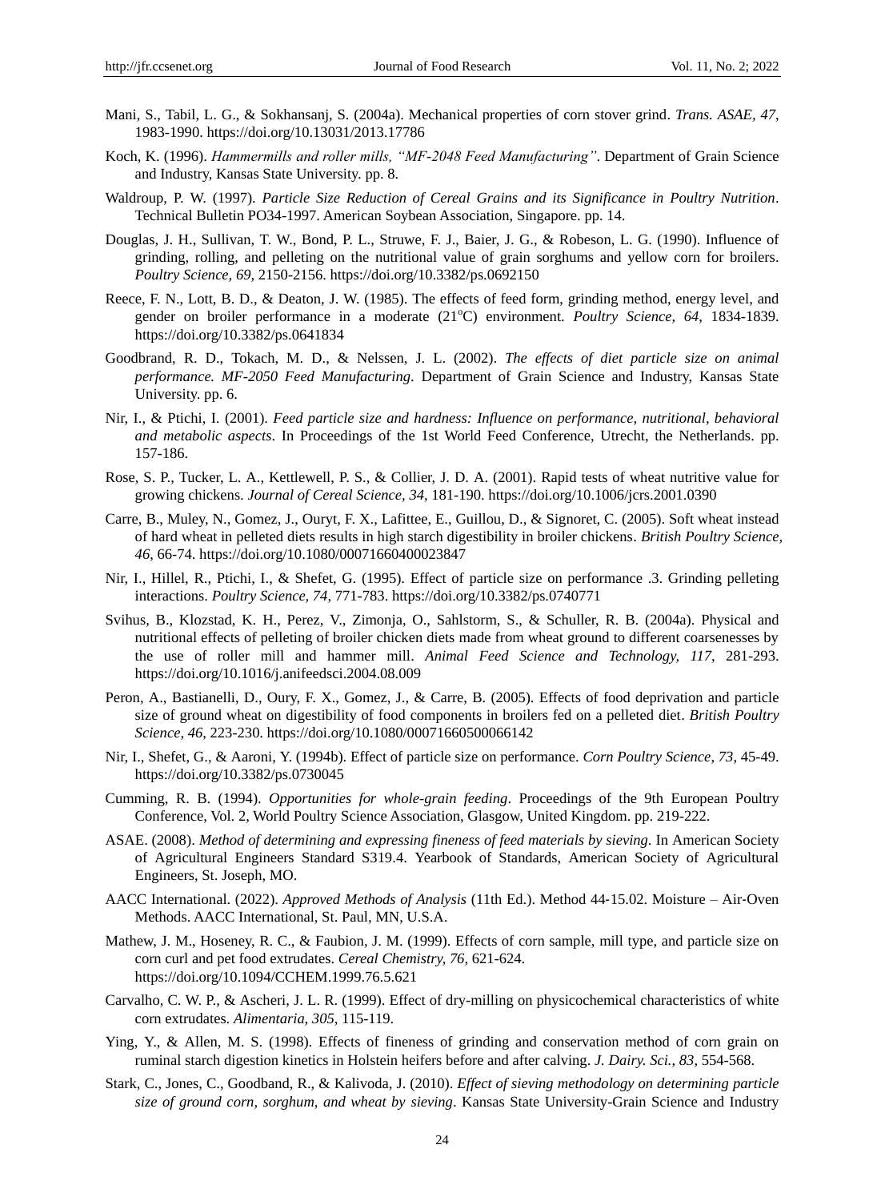Mani, S., Tabil, L. G., & Sokhansanj, S. (2004a). Mechanical properties of corn stover grind. *Trans. ASAE, 47*, 1983-1990. https://doi.org/10.13031/2013.17786

Koch, K. (1996). *Hammermills and roller mills, "MF-2048 Feed Manufacturing"*. Department of Grain Science and Industry, Kansas State University. pp. 8.

Waldroup, P. W. (1997). *Particle Size Reduction of Cereal Grains and its Significance in Poultry Nutrition*. Technical Bulletin PO34-1997. American Soybean Association, Singapore. pp. 14.

Douglas, J. H., Sullivan, T. W., Bond, P. L., Struwe, F. J., Baier, J. G., & Robeson, L. G. (1990). Influence of grinding, rolling, and pelleting on the nutritional value of grain sorghums and yellow corn for broilers. *Poultry Science, 69*, 2150-2156. https://doi.org/10.3382/ps.0692150

Reece, F. N., Lott, B. D., & Deaton, J. W. (1985). The effects of feed form, grinding method, energy level, and gender on broiler performance in a moderate (21°C) environment. *Poultry Science, 64*, 1834-1839. https://doi.org/10.3382/ps.0641834

Goodbrand, R. D., Tokach, M. D., & Nelssen, J. L. (2002). *The effects of diet particle size on animal performance. MF-2050 Feed Manufacturing*. Department of Grain Science and Industry, Kansas State University. pp. 6.

Nir, I., & Ptichi, I. (2001). *Feed particle size and hardness: Influence on performance, nutritional, behavioral and metabolic aspects*. In Proceedings of the 1st World Feed Conference, Utrecht, the Netherlands. pp. 157-186.

Rose, S. P., Tucker, L. A., Kettlewell, P. S., & Collier, J. D. A. (2001). Rapid tests of wheat nutritive value for growing chickens. *Journal of Cereal Science, 34*, 181-190. https://doi.org/10.1006/jcrs.2001.0390

Carre, B., Muley, N., Gomez, J., Ouryt, F. X., Lafittee, E., Guillou, D., & Signoret, C. (2005). Soft wheat instead of hard wheat in pelleted diets results in high starch digestibility in broiler chickens. *British Poultry Science, 46*, 66-74. https://doi.org/10.1080/00071660400023847

Nir, I., Hillel, R., Ptichi, I., & Shefet, G. (1995). Effect of particle size on performance .3. Grinding pelleting interactions. *Poultry Science, 74*, 771-783. https://doi.org/10.3382/ps.0740771

Svihus, B., Klozstad, K. H., Perez, V., Zimonja, O., Sahlstorm, S., & Schuller, R. B. (2004a). Physical and nutritional effects of pelleting of broiler chicken diets made from wheat ground to different coarsenesses by the use of roller mill and hammer mill. *Animal Feed Science and Technology, 117*, 281-293. https://doi.org/10.1016/j.anifeedsci.2004.08.009

Peron, A., Bastianelli, D., Oury, F. X., Gomez, J., & Carre, B. (2005). Effects of food deprivation and particle size of ground wheat on digestibility of food components in broilers fed on a pelleted diet. *British Poultry Science, 46*, 223-230. https://doi.org/10.1080/00071660500066142

Nir, I., Shefet, G., & Aaroni, Y. (1994b). Effect of particle size on performance. *Corn Poultry Science, 73*, 45-49. https://doi.org/10.3382/ps.0730045

Cumming, R. B. (1994). *Opportunities for whole-grain feeding*. Proceedings of the 9th European Poultry Conference, Vol. 2, World Poultry Science Association, Glasgow, United Kingdom. pp. 219-222.

ASAE. (2008). *Method of determining and expressing fineness of feed materials by sieving*. In American Society of Agricultural Engineers Standard S319.4. Yearbook of Standards, American Society of Agricultural Engineers, St. Joseph, MO.

AACC International. (2022). *Approved Methods of Analysis* (11th Ed.). Method 44-15.02. Moisture – Air-Oven Methods. AACC International, St. Paul, MN, U.S.A.

Mathew, J. M., Hoseney, R. C., & Faubion, J. M. (1999). Effects of corn sample, mill type, and particle size on corn curl and pet food extrudates. *Cereal Chemistry, 76*, 621-624. https://doi.org/10.1094/CCHEM.1999.76.5.621

Carvalho, C. W. P., & Ascheri, J. L. R. (1999). Effect of dry-milling on physicochemical characteristics of white corn extrudates. *Alimentaria, 305*, 115-119.

Ying, Y., & Allen, M. S. (1998). Effects of fineness of grinding and conservation method of corn grain on ruminal starch digestion kinetics in Holstein heifers before and after calving. *J. Dairy. Sci., 83*, 554-568.

Stark, C., Jones, C., Goodband, R., & Kalivoda, J. (2010). *Effect of sieving methodology on determining particle size of ground corn, sorghum, and wheat by sieving*. Kansas State University-Grain Science and Industry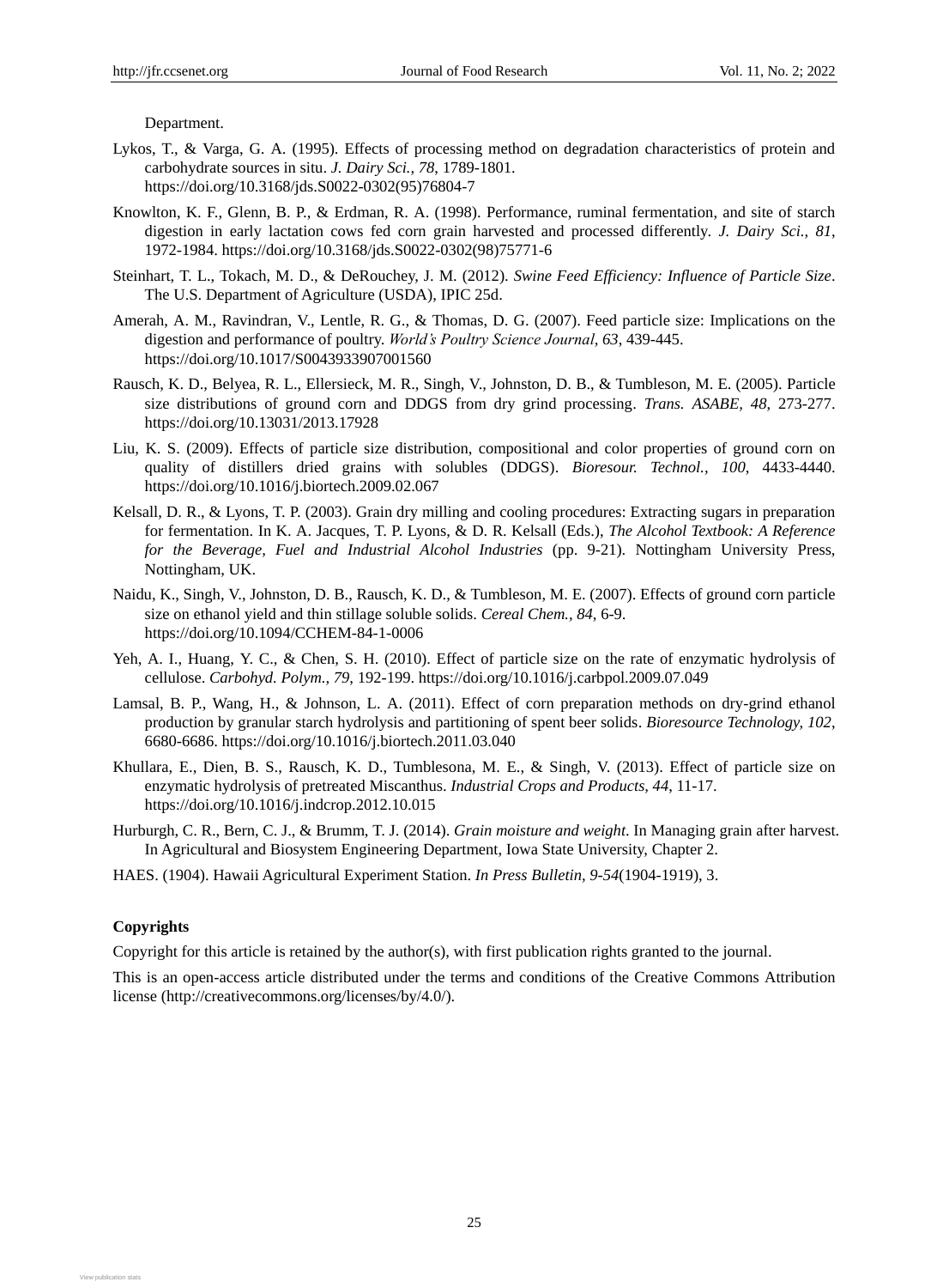Department.

Lykos, T., & Varga, G. A. (1995). Effects of processing method on degradation characteristics of protein and carbohydrate sources in situ. *J. Dairy Sci., 78*, 1789-1801. https://doi.org/10.3168/jds.S0022-0302(95)76804-7

Knowlton, K. F., Glenn, B. P., & Erdman, R. A. (1998). Performance, ruminal fermentation, and site of starch digestion in early lactation cows fed corn grain harvested and processed differently. *J. Dairy Sci., 81*, 1972-1984. https://doi.org/10.3168/jds.S0022-0302(98)75771-6

Steinhart, T. L., Tokach, M. D., & DeRouchey, J. M. (2012). *Swine Feed Efficiency: Influence of Particle Size*. The U.S. Department of Agriculture (USDA), IPIC 25d.

Amerah, A. M., Ravindran, V., Lentle, R. G., & Thomas, D. G. (2007). Feed particle size: Implications on the digestion and performance of poultry. *World's Poultry Science Journal, 63*, 439-445. https://doi.org/10.1017/S0043933907001560

Rausch, K. D., Belyea, R. L., Ellersieck, M. R., Singh, V., Johnston, D. B., & Tumbleson, M. E. (2005). Particle size distributions of ground corn and DDGS from dry grind processing. *Trans. ASABE, 48*, 273-277. https://doi.org/10.13031/2013.17928

Liu, K. S. (2009). Effects of particle size distribution, compositional and color properties of ground corn on quality of distillers dried grains with solubles (DDGS). *Bioresour. Technol., 100*, 4433-4440. https://doi.org/10.1016/j.biortech.2009.02.067

Kelsall, D. R., & Lyons, T. P. (2003). Grain dry milling and cooling procedures: Extracting sugars in preparation for fermentation. In K. A. Jacques, T. P. Lyons, & D. R. Kelsall (Eds.), *The Alcohol Textbook: A Reference for the Beverage, Fuel and Industrial Alcohol Industries* (pp. 9-21). Nottingham University Press, Nottingham, UK.

Naidu, K., Singh, V., Johnston, D. B., Rausch, K. D., & Tumbleson, M. E. (2007). Effects of ground corn particle size on ethanol yield and thin stillage soluble solids. *Cereal Chem., 84*, 6-9. https://doi.org/10.1094/CCHEM-84-1-0006

Yeh, A. I., Huang, Y. C., & Chen, S. H. (2010). Effect of particle size on the rate of enzymatic hydrolysis of cellulose. *Carbohyd. Polym., 79*, 192-199. https://doi.org/10.1016/j.carbpol.2009.07.049

Lamsal, B. P., Wang, H., & Johnson, L. A. (2011). Effect of corn preparation methods on dry-grind ethanol production by granular starch hydrolysis and partitioning of spent beer solids. *Bioresource Technology, 102*, 6680-6686. https://doi.org/10.1016/j.biortech.2011.03.040

Khullara, E., Dien, B. S., Rausch, K. D., Tumblesona, M. E., & Singh, V. (2013). Effect of particle size on enzymatic hydrolysis of pretreated Miscanthus. *Industrial Crops and Products, 44*, 11-17. https://doi.org/10.1016/j.indcrop.2012.10.015

Hurburgh, C. R., Bern, C. J., & Brumm, T. J. (2014). *Grain moisture and weight*. In Managing grain after harvest. In Agricultural and Biosystem Engineering Department, Iowa State University, Chapter 2.

HAES. (1904). Hawaii Agricultural Experiment Station. *In Press Bulletin, 9-54*(1904-1919), 3.

### Copyrights

Copyright for this article is retained by the author(s), with first publication rights granted to the journal.

This is an open-access article distributed under the terms and conditions of the Creative Commons Attribution license (http://creativecommons.org/licenses/by/4.0/).